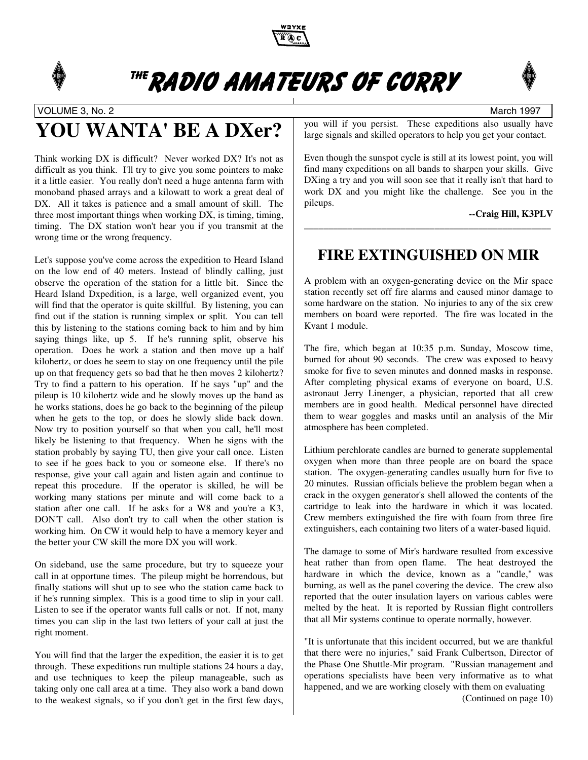# THE RADIO AMATEURS OF CORRY

VOLUME 3, No. 2 March 1997

## YOU WANTA' BE A DXer?

Think working DX is difficult? Never worked DX? It's not as difficult as you think. I'll try to give you some pointers to make it a little easier. You really don't need a huge antenna farm with monoband phased arrays and a kilowatt to work a great deal of DX. All it takes is patience and a small amount of skill. The three most important things when working DX, is timing, timing, timing. The DX station won't hear you if you transmit at the wrong time or the wrong frequency.

Let's suppose you've come across the expedition to Heard Island on the low end of 40 meters. Instead of blindly calling, just observe the operation of the station for a little bit. Since the Heard Island Dxpedition, is a large, well organized event, you will find that the operator is quite skillful. By listening, you can find out if the station is running simplex or split. You can tell this by listening to the stations coming back to him and by him saying things like, up 5. If he's running split, observe his operation. Does he work a station and then move up a half kilohertz, or does he seem to stay on one frequency until the pile up on that frequency gets so bad that he then moves 2 kilohertz? Try to find a pattern to his operation. If he says "up" and the pileup is 10 kilohertz wide and he slowly moves up the band as he works stations, does he go back to the beginning of the pileup when he gets to the top, or does he slowly slide back down. Now try to position yourself so that when you call, he'll most likely be listening to that frequency. When he signs with the station probably by saying TU, then give your call once. Listen to see if he goes back to you or someone else. If there's no response, give your call again and listen again and continue to repeat this procedure. If the operator is skilled, he will be working many stations per minute and will come back to a station after one call. If he asks for a W8 and you're a K3, DON'T call. Also don't try to call when the other station is working him. On CW it would help to have a memory keyer and the better your CW skill the more DX you will work.

On sideband, use the same procedure, but try to squeeze your call in at opportune times. The pileup might be horrendous, but finally stations will shut up to see who the station came back to if he's running simplex. This is a good time to slip in your call. Listen to see if the operator wants full calls or not. If not, many times you can slip in the last two letters of your call at just the right moment.

You will find that the larger the expedition, the easier it is to get through. These expeditions run multiple stations 24 hours a day, and use techniques to keep the pileup manageable, such as taking only one call area at a time. They also work a band down to the weakest signals, so if you don't get in the first few days, you will if you persist. These expeditions also usually have large signals and skilled operators to help you get your contact.

Even though the sunspot cycle is still at its lowest point, you will find many expeditions on all bands to sharpen your skills. Give DXing a try and you will soon see that it really isn't that hard to work DX and you might like the challenge. See you in the pileups.

**--Craig Hill, K3PLV**

---

## FIRE EXTINGUISHED ON MIR

A problem with an oxygen-generating device on the Mir space station recently set off fire alarms and caused minor damage to some hardware on the station. No injuries to any of the six crew members on board were reported. The fire was located in the Kvant 1 module.

The fire, which began at 10:35 p.m. Sunday, Moscow time, burned for about 90 seconds. The crew was exposed to heavy smoke for five to seven minutes and donned masks in response. After completing physical exams of everyone on board, U.S. astronaut Jerry Linenger, a physician, reported that all crew members are in good health. Medical personnel have directed them to wear goggles and masks until an analysis of the Mir atmosphere has been completed.

Lithium perchlorate candles are burned to generate supplemental oxygen when more than three people are on board the space station. The oxygen-generating candles usually burn for five to 20 minutes. Russian officials believe the problem began when a crack in the oxygen generator's shell allowed the contents of the cartridge to leak into the hardware in which it was located. Crew members extinguished the fire with foam from three fire extinguishers, each containing two liters of a water-based liquid.

The damage to some of Mir's hardware resulted from excessive heat rather than from open flame. The heat destroyed the hardware in which the device, known as a "candle," was burning, as well as the panel covering the device. The crew also reported that the outer insulation layers on various cables were melted by the heat. It is reported by Russian flight controllers that all Mir systems continue to operate normally, however.

"It is unfortunate that this incident occurred, but we are thankful that there were no injuries," said Frank Culbertson, Director of the Phase One Shuttle-Mir program. "Russian management and operations specialists have been very informative as to what happened, and we are working closely with them on evaluating

(Continued on page 10)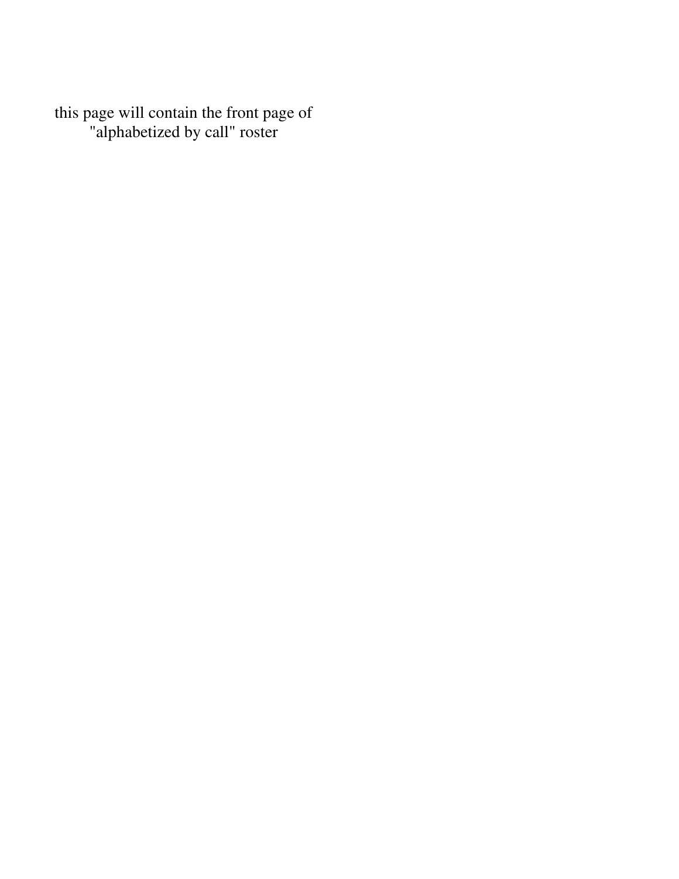this page will contain the front page of "alphabetized by call" roster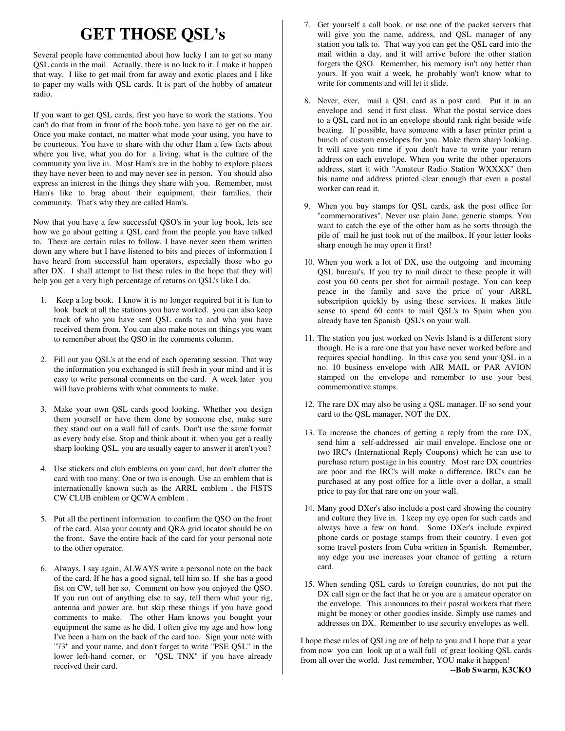# GET THOSE QSL's

Several people have commented about how lucky I am to get so many QSL cards in the mail. Actually, there is no luck to it. I make it happen that way. I like to get mail from far away and exotic places and I like to paper my walls with QSL cards. It is part of the hobby of amateur radio.

If you want to get QSL cards, first you have to work the stations. You can't do that from in front of the boob tube. you have to get on the air. Once you make contact, no matter what mode your using, you have to be courteous. You have to share with the other Ham a few facts about where you live, what you do for a living, what is the culture of the community you live in. Most Ham's are in the hobby to explore places they have never been to and may never see in person. You should also express an interest in the things they share with you. Remember, most Ham's like to brag about their equipment, their families, their community. That's why they are called Ham's.

Now that you have a few successful QSO's in your log book, lets see how we go about getting a QSL card from the people you have talked to. There are certain rules to follow. I have never seen them written down any where but I have listened to bits and pieces of information I have heard from successful ham operators, especially those who go after DX. I shall attempt to list these rules in the hope that they will help you get a very high percentage of returns on QSL's like I do.

1. Keep a log book. I know it is no longer required but it is fun to look back at all the stations you have worked. you can also keep track of who you have sent QSL cards to and who you have received them from. You can also make notes on things you want to remember about the QSO in the comments column.

2. Fill out you QSL's at the end of each operating session. That way the information you exchanged is still fresh in your mind and it is easy to write personal comments on the card. A week later you will have problems with what comments to make.

3. Make your own QSL cards good looking. Whether you design them yourself or have them done by someone else, make sure they stand out on a wall full of cards. Don't use the same format as every body else. Stop and think about it. when you get a really sharp looking QSL, you are usually eager to answer it aren't you?

4. Use stickers and club emblems on your card, but don't clutter the card with too many. One or two is enough. Use an emblem that is internationally known such as the ARRL emblem , the FISTS CW CLUB emblem or QCWA emblem .

5. Put all the pertinent information to confirm the QSO on the front of the card. Also your county and QRA grid locator should be on the front. Save the entire back of the card for your personal note to the other operator.

6. Always, I say again, ALWAYS write a personal note on the back of the card. If he has a good signal, tell him so. If she has a good fist on CW, tell her so. Comment on how you enjoyed the QSO. If you run out of anything else to say, tell them what your rig, antenna and power are. but skip these things if you have good comments to make. The other Ham knows you bought your equipment the same as he did. I often give my age and how long I've been a ham on the back of the card too. Sign your note with "73" and your name, and don't forget to write "PSE QSL" in the lower left-hand corner, or "QSL TNX" if you have already received their card.

7. Get yourself a call book, or use one of the packet servers that will give you the name, address, and QSL manager of any station you talk to. That way you can get the QSL card into the mail within a day, and it will arrive before the other station forgets the QSO. Remember, his memory isn't any better than yours. If you wait a week, he probably won't know what to write for comments and will let it slide.

8. Never, ever, mail a QSL card as a post card. Put it in an envelope and send it first class. What the postal service does to a QSL card not in an envelope should rank right beside wife beating. If possible, have someone with a laser printer print a bunch of custom envelopes for you. Make them sharp looking. It will save you time if you don't have to write your return address on each envelope. When you write the other operators address, start it with "Amateur Radio Station WXXXX" then his name and address printed clear enough that even a postal worker can read it.

9. When you buy stamps for QSL cards, ask the post office for "commemoratives". Never use plain Jane, generic stamps. You want to catch the eye of the other ham as he sorts through the pile of mail he just took out of the mailbox. If your letter looks sharp enough he may open it first!

10. When you work a lot of DX, use the outgoing and incoming QSL bureau's. If you try to mail direct to these people it will cost you 60 cents per shot for airmail postage. You can keep peace in the family and save the price of your ARRL subscription quickly by using these services. It makes little sense to spend 60 cents to mail QSL's to Spain when you already have ten Spanish QSL's on your wall.

11. The station you just worked on Nevis Island is a different story though. He is a rare one that you have never worked before and requires special handling. In this case you send your QSL in a no. 10 business envelope with AIR MAIL or PAR AVION stamped on the envelope and remember to use your best commemorative stamps.

12. The rare DX may also be using a QSL manager. IF so send your card to the QSL manager, NOT the DX.

13. To increase the chances of getting a reply from the rare DX, send him a self-addressed air mail envelope. Enclose one or two IRC's (International Reply Coupons) which he can use to purchase return postage in his country. Most rare DX countries are poor and the IRC's will make a difference. IRC's can be purchased at any post office for a little over a dollar, a small price to pay for that rare one on your wall.

14. Many good DXer's also include a post card showing the country and culture they live in. I keep my eye open for such cards and always have a few on hand. Some DXer's include expired phone cards or postage stamps from their country. I even got some travel posters from Cuba written in Spanish. Remember, any edge you use increases your chance of getting a return card.

15. When sending QSL cards to foreign countries, do not put the DX call sign or the fact that he or you are a amateur operator on the envelope. This announces to their postal workers that there might be money or other goodies inside. Simply use names and addresses on DX. Remember to use security envelopes as well.

I hope these rules of QSLing are of help to you and I hope that a year from now you can look up at a wall full of great looking QSL cards from all over the world. Just remember, YOU make it happen!

**--Bob Swarm, K3CKO**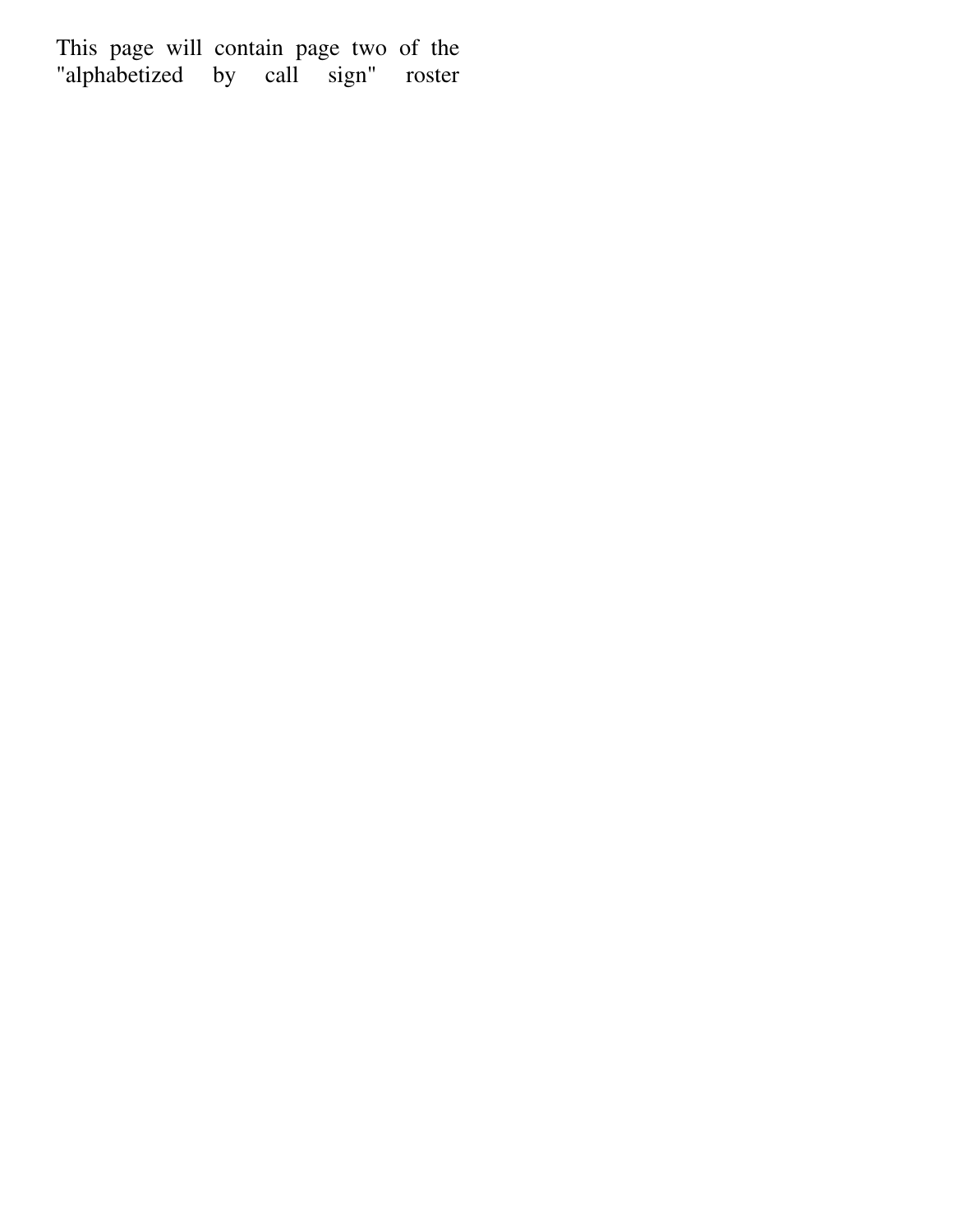This page will contain page two of the "alphabetized by call sign" roster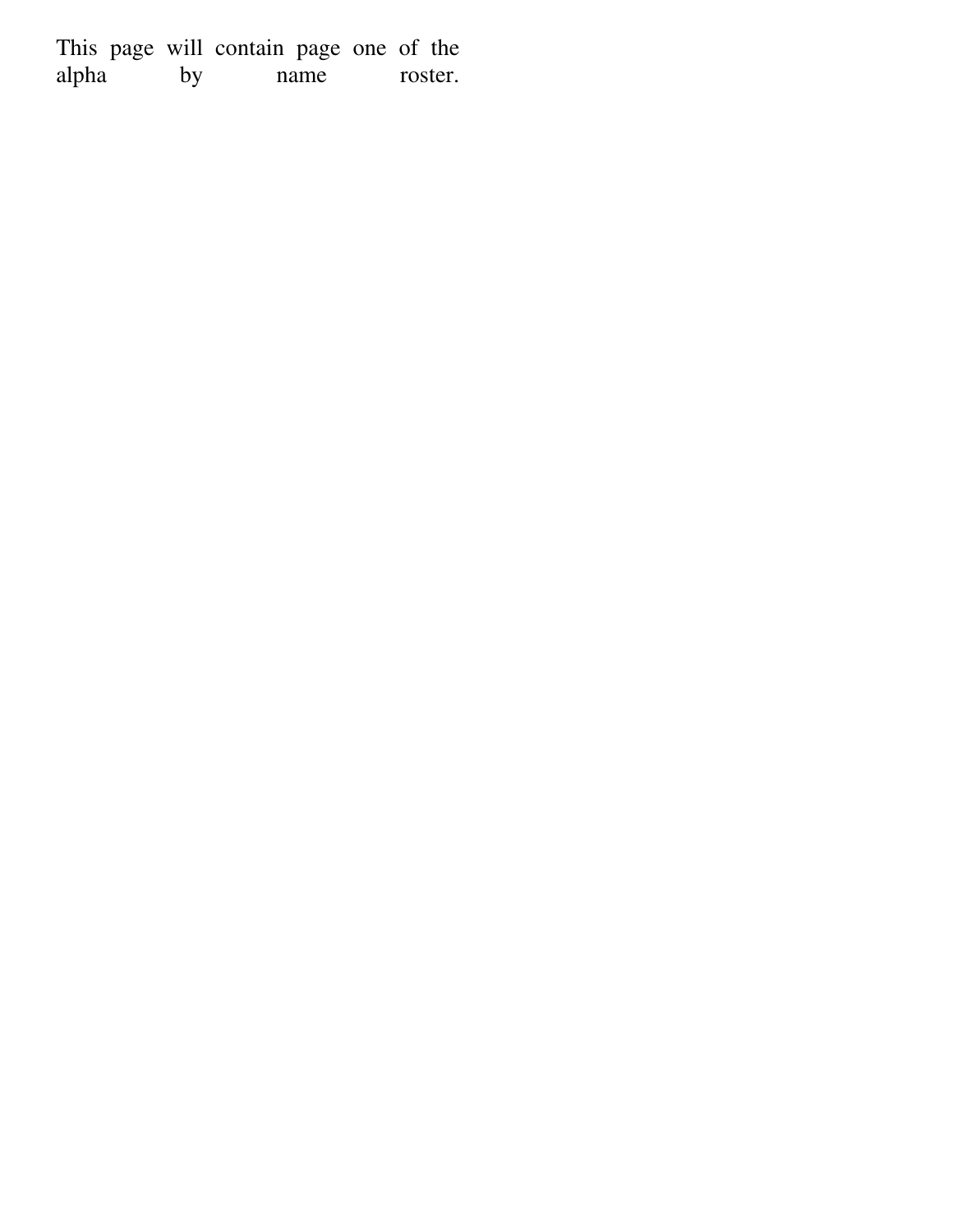This page will contain page one of the alpha by name roster.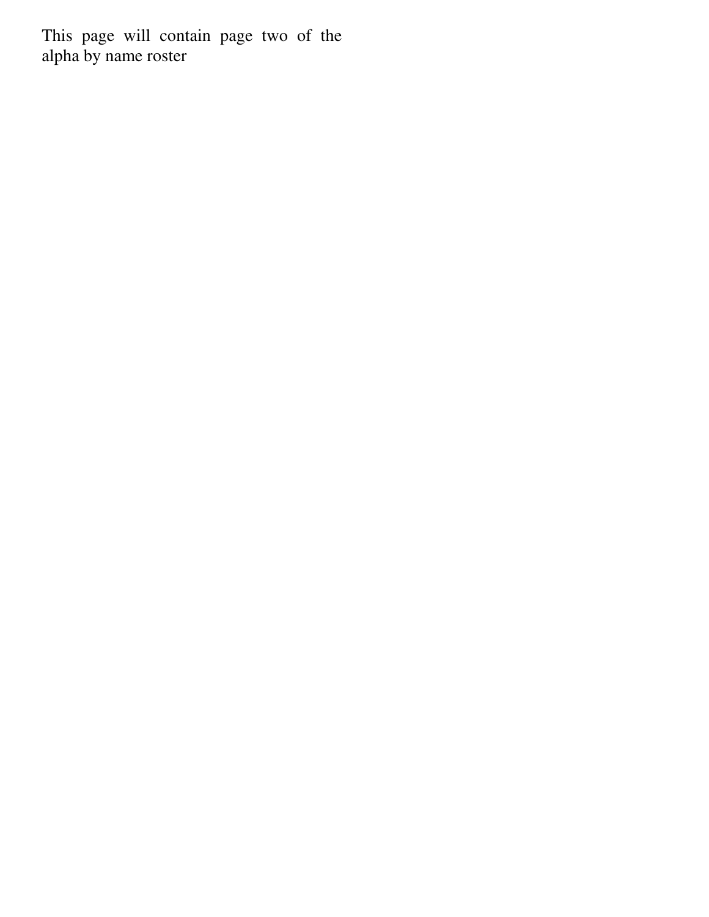This page will contain page two of the alpha by name roster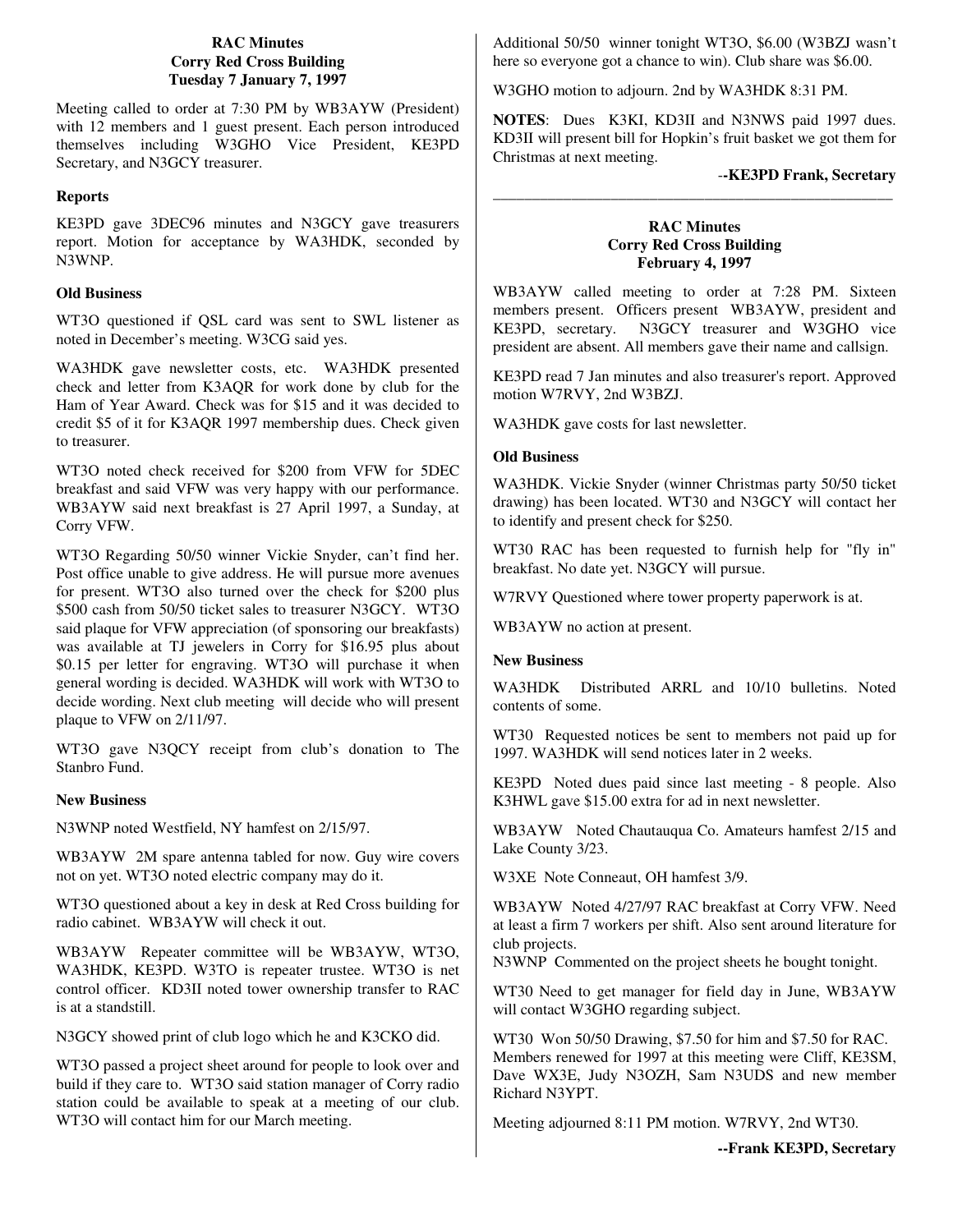**RAC Minutes**
**Corry Red Cross Building**
**Tuesday 7 January 7, 1997**

Meeting called to order at 7:30 PM by WB3AYW (President) with 12 members and 1 guest present. Each person introduced themselves including W3GHO Vice President, KE3PD Secretary, and N3GCY treasurer.

**Reports**

KE3PD gave 3DEC96 minutes and N3GCY gave treasurers report. Motion for acceptance by WA3HDK, seconded by N3WNP.

**Old Business**

WT3O questioned if QSL card was sent to SWL listener as noted in December's meeting. W3CG said yes.

WA3HDK gave newsletter costs, etc. WA3HDK presented check and letter from K3AQR for work done by club for the Ham of Year Award. Check was for $15 and it was decided to credit $5 of it for K3AQR 1997 membership dues. Check given to treasurer.

WT3O noted check received for $200 from VFW for 5DEC breakfast and said VFW was very happy with our performance. WB3AYW said next breakfast is 27 April 1997, a Sunday, at Corry VFW.

WT3O Regarding 50/50 winner Vickie Snyder, can't find her. Post office unable to give address. He will pursue more avenues for present. WT3O also turned over the check for $200 plus $500 cash from 50/50 ticket sales to treasurer N3GCY. WT3O said plaque for VFW appreciation (of sponsoring our breakfasts) was available at TJ jewelers in Corry for $16.95 plus about $0.15 per letter for engraving. WT3O will purchase it when general wording is decided. WA3HDK will work with WT3O to decide wording. Next club meeting will decide who will present plaque to VFW on 2/11/97.

WT3O gave N3QCY receipt from club's donation to The Stanbro Fund.

**New Business**

N3WNP noted Westfield, NY hamfest on 2/15/97.

WB3AYW 2M spare antenna tabled for now. Guy wire covers not on yet. WT3O noted electric company may do it.

WT3O questioned about a key in desk at Red Cross building for radio cabinet. WB3AYW will check it out.

WB3AYW Repeater committee will be WB3AYW, WT3O, WA3HDK, KE3PD. W3TO is repeater trustee. WT3O is net control officer. KD3II noted tower ownership transfer to RAC is at a standstill.

N3GCY showed print of club logo which he and K3CKO did.

WT3O passed a project sheet around for people to look over and build if they care to. WT3O said station manager of Corry radio station could be available to speak at a meeting of our club. WT3O will contact him for our March meeting.

Additional 50/50 winner tonight WT3O, $6.00 (W3BZJ wasn't here so everyone got a chance to win). Club share was $6.00.

W3GHO motion to adjourn. 2nd by WA3HDK 8:31 PM.

**NOTES**: Dues K3KI, KD3II and N3NWS paid 1997 dues. KD3II will present bill for Hopkin's fruit basket we got them for Christmas at next meeting.

--**KE3PD Frank, Secretary**

---

**RAC Minutes**
**Corry Red Cross Building**
**February 4, 1997**

WB3AYW called meeting to order at 7:28 PM. Sixteen members present. Officers present WB3AYW, president and KE3PD, secretary. N3GCY treasurer and W3GHO vice president are absent. All members gave their name and callsign.

KE3PD read 7 Jan minutes and also treasurer's report. Approved motion W7RVY, 2nd W3BZJ.

WA3HDK gave costs for last newsletter.

**Old Business**

WA3HDK. Vickie Snyder (winner Christmas party 50/50 ticket drawing) has been located. WT30 and N3GCY will contact her to identify and present check for $250.

WT30 RAC has been requested to furnish help for "fly in" breakfast. No date yet. N3GCY will pursue.

W7RVY Questioned where tower property paperwork is at.

WB3AYW no action at present.

**New Business**

WA3HDK Distributed ARRL and 10/10 bulletins. Noted contents of some.

WT30 Requested notices be sent to members not paid up for 1997. WA3HDK will send notices later in 2 weeks.

KE3PD Noted dues paid since last meeting - 8 people. Also K3HWL gave $15.00 extra for ad in next newsletter.

WB3AYW Noted Chautauqua Co. Amateurs hamfest 2/15 and Lake County 3/23.

W3XE Note Conneaut, OH hamfest 3/9.

WB3AYW Noted 4/27/97 RAC breakfast at Corry VFW. Need at least a firm 7 workers per shift. Also sent around literature for club projects.
N3WNP Commented on the project sheets he bought tonight.

WT30 Need to get manager for field day in June, WB3AYW will contact W3GHO regarding subject.

WT30 Won 50/50 Drawing, $7.50 for him and $7.50 for RAC. Members renewed for 1997 at this meeting were Cliff, KE3SM, Dave WX3E, Judy N3OZH, Sam N3UDS and new member Richard N3YPT.

Meeting adjourned 8:11 PM motion. W7RVY, 2nd WT30.

**--Frank KE3PD, Secretary**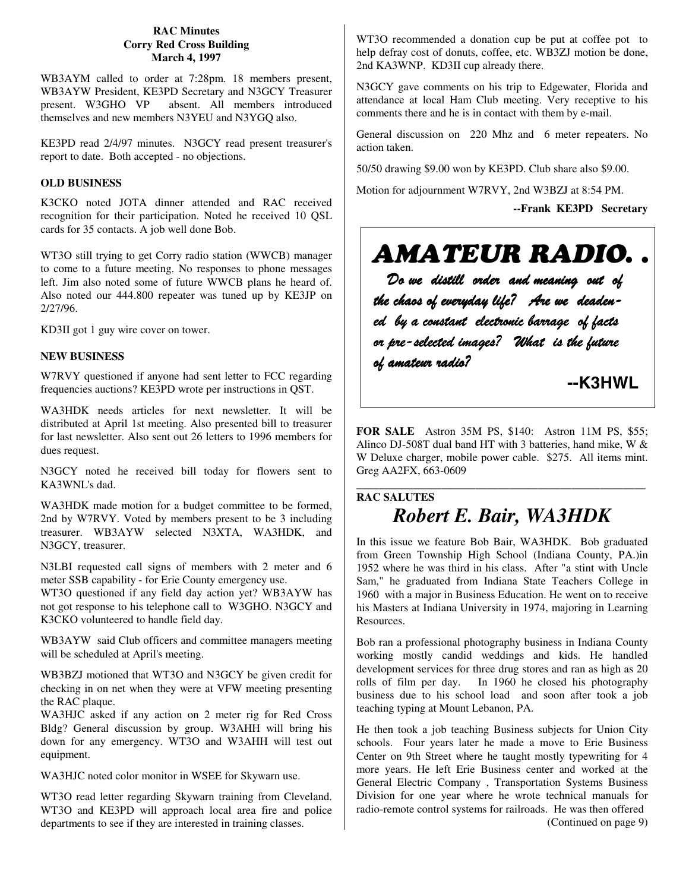**RAC Minutes**
**Corry Red Cross Building**
**March 4, 1997**

WB3AYM called to order at 7:28pm. 18 members present, WB3AYW President, KE3PD Secretary and N3GCY Treasurer present. W3GHO VP absent. All members introduced themselves and new members N3YEU and N3YGQ also.

KE3PD read 2/4/97 minutes. N3GCY read present treasurer's report to date. Both accepted - no objections.

### OLD BUSINESS

K3CKO noted JOTA dinner attended and RAC received recognition for their participation. Noted he received 10 QSL cards for 35 contacts. A job well done Bob.

WT3O still trying to get Corry radio station (WWCB) manager to come to a future meeting. No responses to phone messages left. Jim also noted some of future WWCB plans he heard of. Also noted our 444.800 repeater was tuned up by KE3JP on 2/27/96.

KD3II got 1 guy wire cover on tower.

### NEW BUSINESS

W7RVY questioned if anyone had sent letter to FCC regarding frequencies auctions? KE3PD wrote per instructions in QST.

WA3HDK needs articles for next newsletter. It will be distributed at April 1st meeting. Also presented bill to treasurer for last newsletter. Also sent out 26 letters to 1996 members for dues request.

N3GCY noted he received bill today for flowers sent to KA3WNL's dad.

WA3HDK made motion for a budget committee to be formed, 2nd by W7RVY. Voted by members present to be 3 including treasurer. WB3AYW selected N3XTA, WA3HDK, and N3GCY, treasurer.

N3LBI requested call signs of members with 2 meter and 6 meter SSB capability - for Erie County emergency use.

WT3O questioned if any field day action yet? WB3AYW has not got response to his telephone call to W3GHO. N3GCY and K3CKO volunteered to handle field day.

WB3AYW said Club officers and committee managers meeting will be scheduled at April's meeting.

WB3BZJ motioned that WT3O and N3GCY be given credit for checking in on net when they were at VFW meeting presenting the RAC plaque.

WA3HJC asked if any action on 2 meter rig for Red Cross Bldg? General discussion by group. W3AHH will bring his down for any emergency. WT3O and W3AHH will test out equipment.

WA3HJC noted color monitor in WSEE for Skywarn use.

WT3O read letter regarding Skywarn training from Cleveland. WT3O and KE3PD will approach local area fire and police departments to see if they are interested in training classes.

WT3O recommended a donation cup be put at coffee pot to help defray cost of donuts, coffee, etc. WB3ZJ motion be done, 2nd KA3WNP. KD3II cup already there.

N3GCY gave comments on his trip to Edgewater, Florida and attendance at local Ham Club meeting. Very receptive to his comments there and he is in contact with them by e-mail.

General discussion on 220 Mhz and 6 meter repeaters. No action taken.

50/50 drawing $9.00 won by KE3PD. Club share also $9.00.

Motion for adjournment W7RVY, 2nd W3BZJ at 8:54 PM.

**--Frank KE3PD Secretary**

---

***AMATEUR RADIO. .***

*Do we distill order and meaning out of the chaos of everyday life? Are we deadened by a constant electronic barrage of facts or pre-selected images? What is the future of amateur radio?*

**--K3HWL**

---

**FOR SALE** Astron 35M PS, $140: Astron 11M PS, $55; Alinco DJ-508T dual band HT with 3 batteries, hand mike, W & W Deluxe charger, mobile power cable. $275. All items mint. Greg AA2FX, 663-0609

---

**RAC SALUTES**

## *Robert E. Bair, WA3HDK*

In this issue we feature Bob Bair, WA3HDK. Bob graduated from Green Township High School (Indiana County, PA.)in 1952 where he was third in his class. After "a stint with Uncle Sam," he graduated from Indiana State Teachers College in 1960 with a major in Business Education. He went on to receive his Masters at Indiana University in 1974, majoring in Learning Resources.

Bob ran a professional photography business in Indiana County working mostly candid weddings and kids. He handled development services for three drug stores and ran as high as 20 rolls of film per day. In 1960 he closed his photography business due to his school load and soon after took a job teaching typing at Mount Lebanon, PA.

He then took a job teaching Business subjects for Union City schools. Four years later he made a move to Erie Business Center on 9th Street where he taught mostly typewriting for 4 more years. He left Erie Business center and worked at the General Electric Company , Transportation Systems Business Division for one year where he wrote technical manuals for radio-remote control systems for railroads. He was then offered

(Continued on page 9)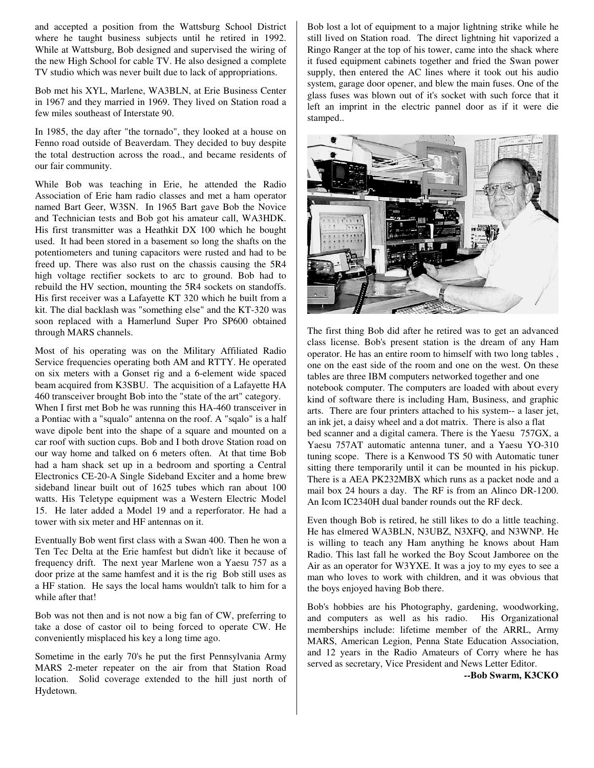and accepted a position from the Wattsburg School District where he taught business subjects until he retired in 1992. While at Wattsburg, Bob designed and supervised the wiring of the new High School for cable TV. He also designed a complete TV studio which was never built due to lack of appropriations.

Bob met his XYL, Marlene, WA3BLN, at Erie Business Center in 1967 and they married in 1969. They lived on Station road a few miles southeast of Interstate 90.

In 1985, the day after "the tornado", they looked at a house on Fenno road outside of Beaverdam. They decided to buy despite the total destruction across the road., and became residents of our fair community.

While Bob was teaching in Erie, he attended the Radio Association of Erie ham radio classes and met a ham operator named Bart Geer, W3SN. In 1965 Bart gave Bob the Novice and Technician tests and Bob got his amateur call, WA3HDK. His first transmitter was a Heathkit DX 100 which he bought used. It had been stored in a basement so long the shafts on the potentiometers and tuning capacitors were rusted and had to be freed up. There was also rust on the chassis causing the 5R4 high voltage rectifier sockets to arc to ground. Bob had to rebuild the HV section, mounting the 5R4 sockets on standoffs. His first receiver was a Lafayette KT 320 which he built from a kit. The dial backlash was "something else" and the KT-320 was soon replaced with a Hamerlund Super Pro SP600 obtained through MARS channels.

Most of his operating was on the Military Affiliated Radio Service frequencies operating both AM and RTTY. He operated on six meters with a Gonset rig and a 6-element wide spaced beam acquired from K3SBU. The acquisition of a Lafayette HA 460 transceiver brought Bob into the "state of the art" category.
When I first met Bob he was running this HA-460 transceiver in a Pontiac with a "squalo" antenna on the roof. A "sqalo" is a half wave dipole bent into the shape of a square and mounted on a car roof with suction cups. Bob and I both drove Station road on our way home and talked on 6 meters often. At that time Bob had a ham shack set up in a bedroom and sporting a Central Electronics CE-20-A Single Sideband Exciter and a home brew sideband linear built out of 1625 tubes which ran about 100 watts. His Teletype equipment was a Western Electric Model 15. He later added a Model 19 and a reperforator. He had a tower with six meter and HF antennas on it.

Eventually Bob went first class with a Swan 400. Then he won a Ten Tec Delta at the Erie hamfest but didn't like it because of frequency drift. The next year Marlene won a Yaesu 757 as a door prize at the same hamfest and it is the rig Bob still uses as a HF station. He says the local hams wouldn't talk to him for a while after that!

Bob was not then and is not now a big fan of CW, preferring to take a dose of castor oil to being forced to operate CW. He conveniently misplaced his key a long time ago.

Sometime in the early 70's he put the first Pennsylvania Army MARS 2-meter repeater on the air from that Station Road location. Solid coverage extended to the hill just north of Hydetown.

Bob lost a lot of equipment to a major lightning strike while he still lived on Station road. The direct lightning hit vaporized a Ringo Ranger at the top of his tower, came into the shack where it fused equipment cabinets together and fried the Swan power supply, then entered the AC lines where it took out his audio system, garage door opener, and blew the main fuses. One of the glass fuses was blown out of it's socket with such force that it left an imprint in the electric pannel door as if it were die stamped..

The first thing Bob did after he retired was to get an advanced class license. Bob's present station is the dream of any Ham operator. He has an entire room to himself with two long tables , one on the east side of the room and one on the west. On these tables are three IBM computers networked together and one notebook computer. The computers are loaded with about every kind of software there is including Ham, Business, and graphic arts. There are four printers attached to his system-- a laser jet, an ink jet, a daisy wheel and a dot matrix. There is also a flat bed scanner and a digital camera. There is the Yaesu 757GX, a Yaesu 757AT automatic antenna tuner, and a Yaesu YO-310 tuning scope. There is a Kenwood TS 50 with Automatic tuner sitting there temporarily until it can be mounted in his pickup. There is a AEA PK232MBX which runs as a packet node and a mail box 24 hours a day. The RF is from an Alinco DR-1200. An Icom IC2340H dual bander rounds out the RF deck.

Even though Bob is retired, he still likes to do a little teaching. He has elmered WA3BLN, N3UBZ, N3XFQ, and N3WNP. He is willing to teach any Ham anything he knows about Ham Radio. This last fall he worked the Boy Scout Jamboree on the Air as an operator for W3YXE. It was a joy to my eyes to see a man who loves to work with children, and it was obvious that the boys enjoyed having Bob there.

Bob's hobbies are his Photography, gardening, woodworking, and computers as well as his radio. His Organizational memberships include: lifetime member of the ARRL, Army MARS, American Legion, Penna State Education Association, and 12 years in the Radio Amateurs of Corry where he has served as secretary, Vice President and News Letter Editor.

**--Bob Swarm, K3CKO**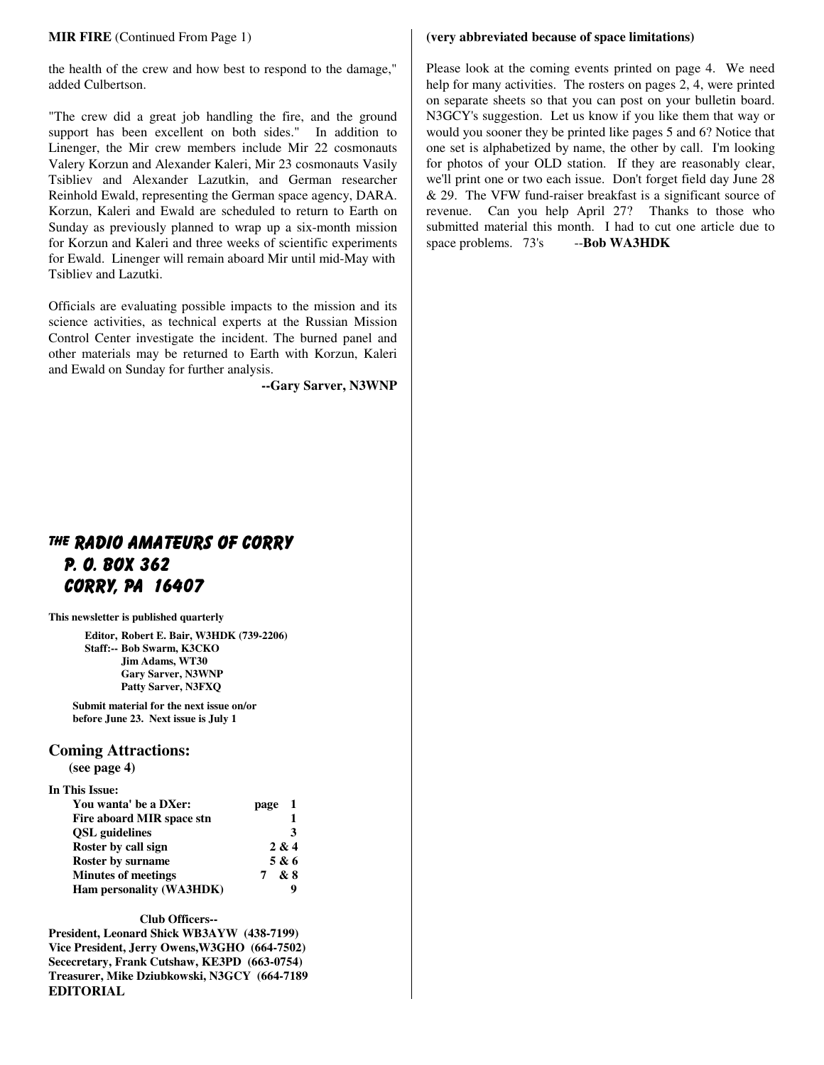**MIR FIRE** (Continued From Page 1)

the health of the crew and how best to respond to the damage," added Culbertson.

"The crew did a great job handling the fire, and the ground support has been excellent on both sides." In addition to Linenger, the Mir crew members include Mir 22 cosmonauts Valery Korzun and Alexander Kaleri, Mir 23 cosmonauts Vasily Tsibliev and Alexander Lazutkin, and German researcher Reinhold Ewald, representing the German space agency, DARA. Korzun, Kaleri and Ewald are scheduled to return to Earth on Sunday as previously planned to wrap up a six-month mission for Korzun and Kaleri and three weeks of scientific experiments for Ewald. Linenger will remain aboard Mir until mid-May with Tsibliev and Lazutki.

Officials are evaluating possible impacts to the mission and its science activities, as technical experts at the Russian Mission Control Center investigate the incident. The burned panel and other materials may be returned to Earth with Korzun, Kaleri and Ewald on Sunday for further analysis.

**--Gary Sarver, N3WNP**

## *THE RADIO AMATEURS OF CORRY*
## *P. O. BOX 362*
## *CORRY, PA 16407*

**This newsletter is published quarterly**

**Editor, Robert E. Bair, W3HDK (739-2206)**
**Staff:-- Bob Swarm, K3CKO**
**Jim Adams, WT30**
**Gary Sarver, N3WNP**
**Patty Sarver, N3FXQ**

**Submit material for the next issue on/or before June 23. Next issue is July 1**

## Coming Attractions:
**(see page 4)**

**In This Issue:**

| | |
|---|---|
| **You wanta' be a DXer:** | **page 1** |
| **Fire aboard MIR space stn** | **1** |
| **QSL guidelines** | **3** |
| **Roster by call sign** | **2 & 4** |
| **Roster by surname** | **5 & 6** |
| **Minutes of meetings** | **7 & 8** |
| **Ham personality (WA3HDK)** | **9** |

**Club Officers--**
**President, Leonard Shick WB3AYW (438-7199)**
**Vice President, Jerry Owens,W3GHO (664-7502)**
**Sececretary, Frank Cutshaw, KE3PD (663-0754)**
**Treasurer, Mike Dziubkowski, N3GCY (664-7189**

**EDITORIAL**

**(very abbreviated because of space limitations)**

Please look at the coming events printed on page 4. We need help for many activities. The rosters on pages 2, 4, were printed on separate sheets so that you can post on your bulletin board. N3GCY's suggestion. Let us know if you like them that way or would you sooner they be printed like pages 5 and 6? Notice that one set is alphabetized by name, the other by call. I'm looking for photos of your OLD station. If they are reasonably clear, we'll print one or two each issue. Don't forget field day June 28 & 29. The VFW fund-raiser breakfast is a significant source of revenue. Can you help April 27? Thanks to those who submitted material this month. I had to cut one article due to space problems. 73's --**Bob WA3HDK**